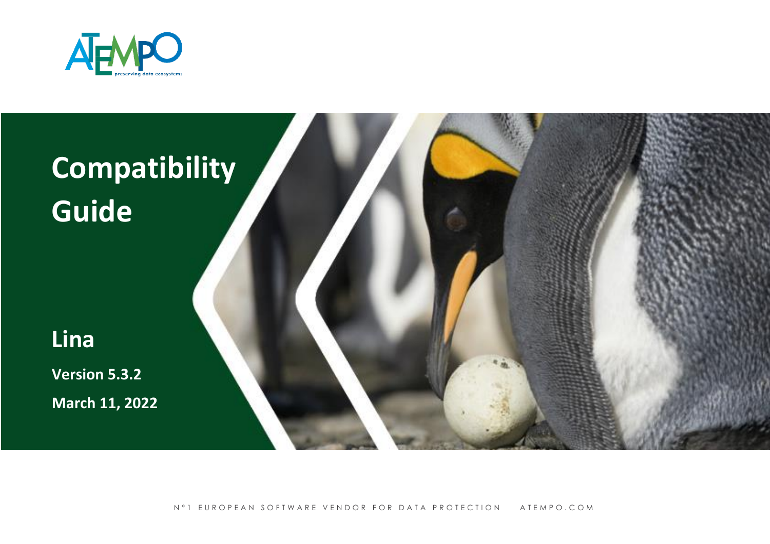# Compatibility Guide

## Lina

**Version 5.3.2**

**March 11, 2022**

N°1 EUROPEAN SOFTWARE VENDOR FOR DATA PROTECTION ATEMPO.COM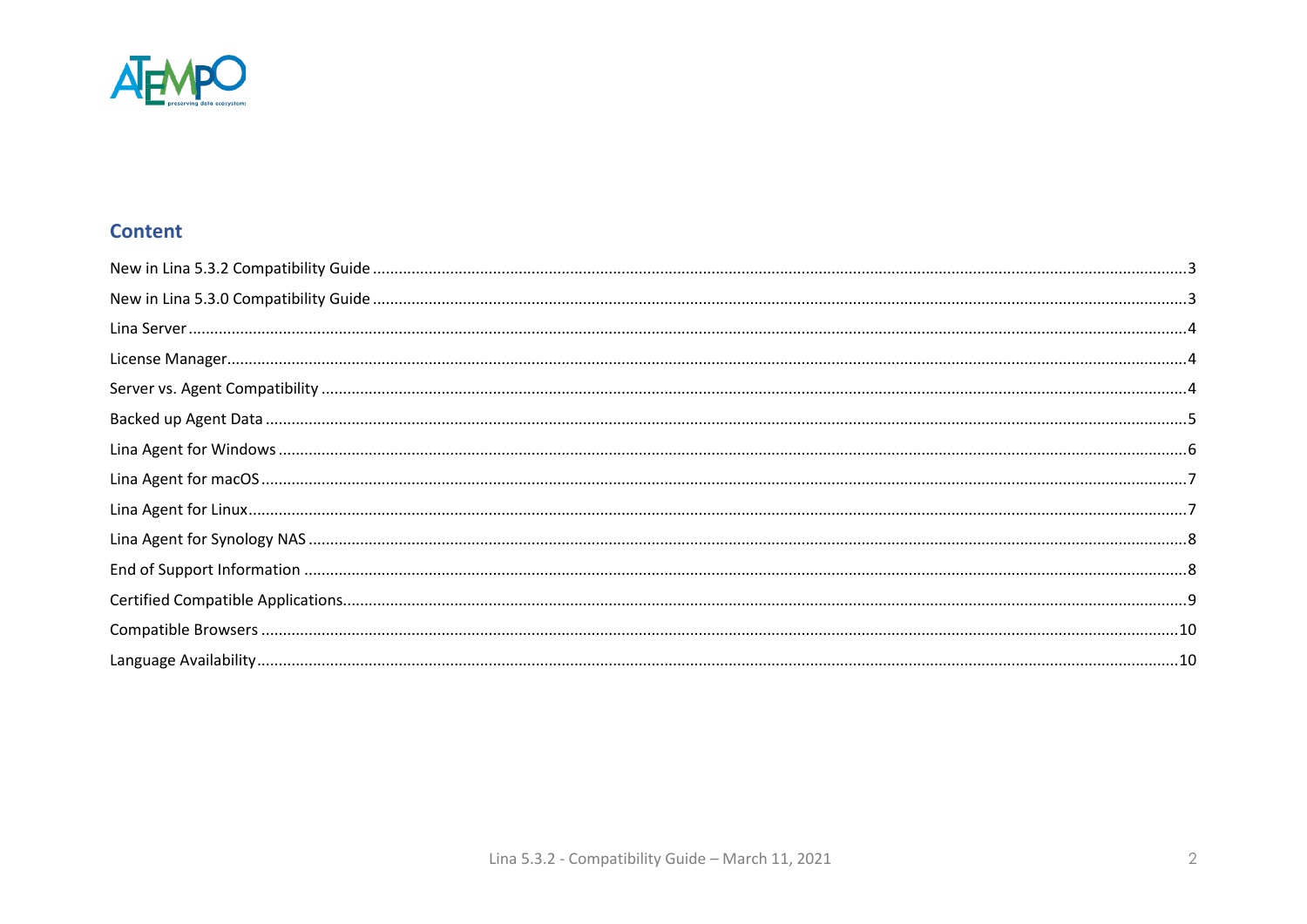## Content

New in Lina 5.3.2 Compatibility Guide ....................................................................................................3
New in Lina 5.3.0 Compatibility Guide ....................................................................................................3
Lina Server ....................................................................................................4
License Manager....................................................................................................4
Server vs. Agent Compatibility ....................................................................................................4
Backed up Agent Data ....................................................................................................5
Lina Agent for Windows ....................................................................................................6
Lina Agent for macOS....................................................................................................7
Lina Agent for Linux....................................................................................................7
Lina Agent for Synology NAS ....................................................................................................8
End of Support Information ....................................................................................................8
Certified Compatible Applications....................................................................................................9
Compatible Browsers ....................................................................................................10
Language Availability....................................................................................................10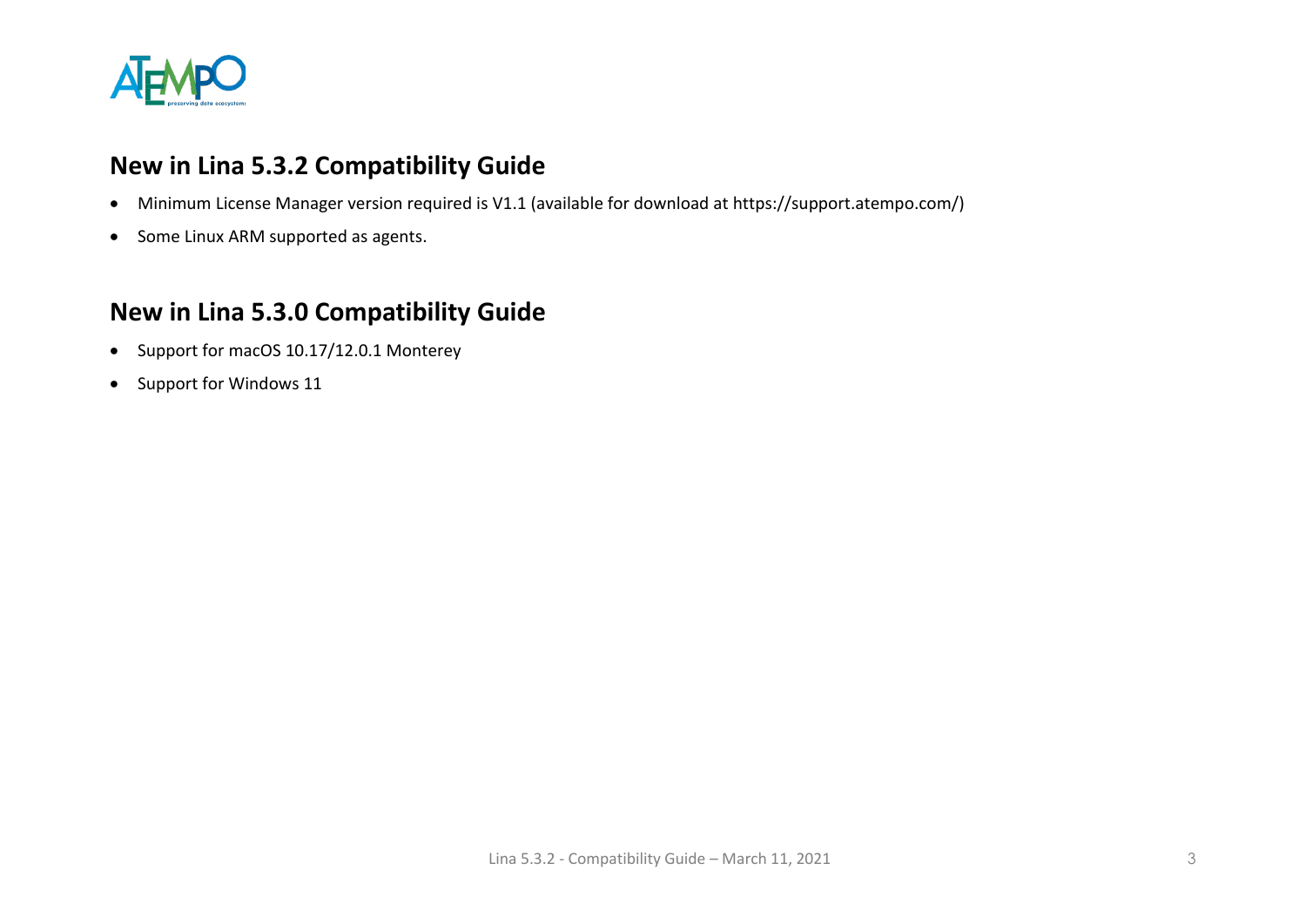## New in Lina 5.3.2 Compatibility Guide

- Minimum License Manager version required is V1.1 (available for download at https://support.atempo.com/)
- Some Linux ARM supported as agents.

## New in Lina 5.3.0 Compatibility Guide

- Support for macOS 10.17/12.0.1 Monterey
- Support for Windows 11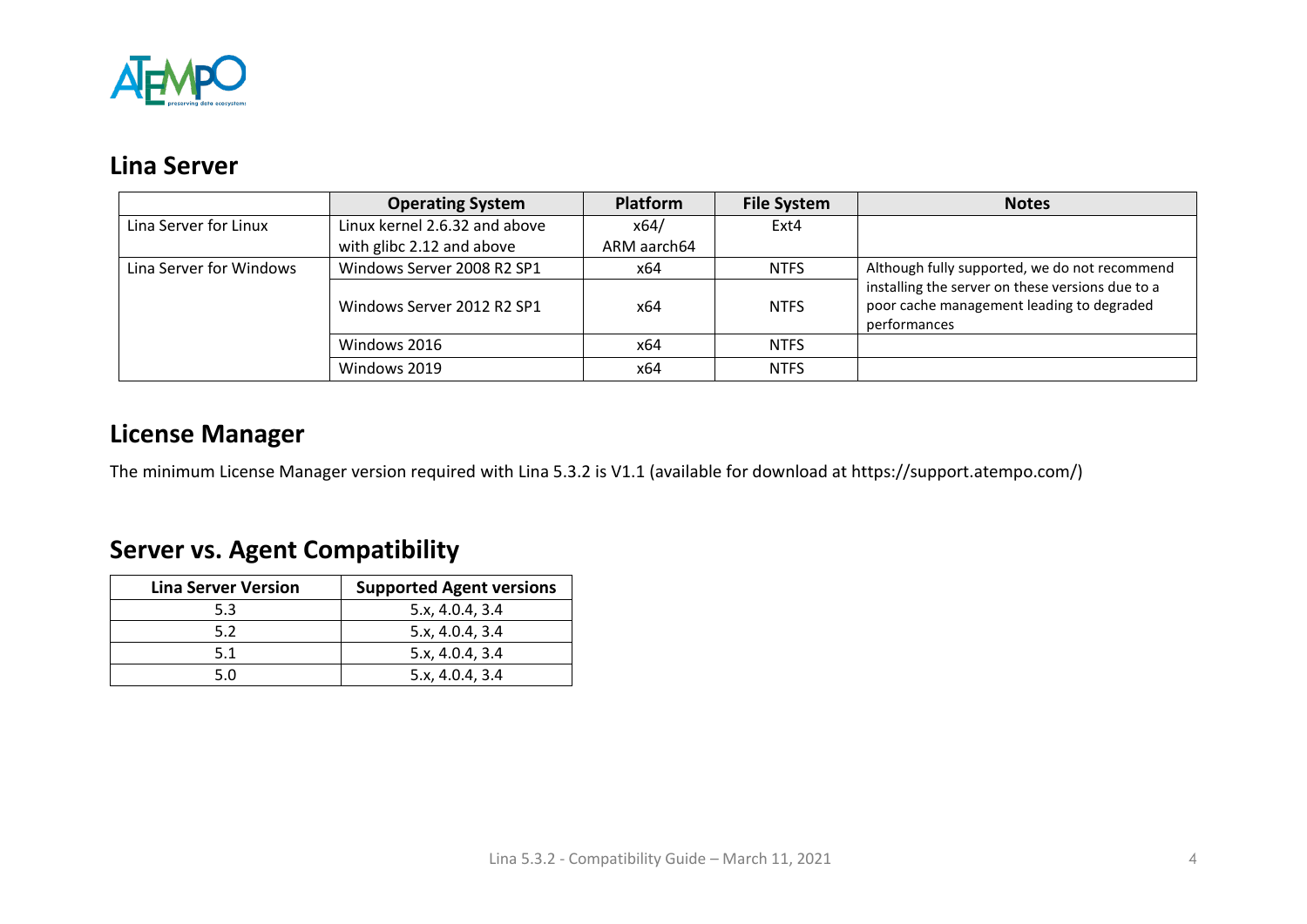## Lina Server

| | Operating System | Platform | File System | Notes |
|---|---|---|---|---|
| Lina Server for Linux | Linux kernel 2.6.32 and above with glibc 2.12 and above | x64/ ARM aarch64 | Ext4 | |
| Lina Server for Windows | Windows Server 2008 R2 SP1 | x64 | NTFS | Although fully supported, we do not recommend installing the server on these versions due to a poor cache management leading to degraded performances |
| | Windows Server 2012 R2 SP1 | x64 | NTFS | |
| | Windows 2016 | x64 | NTFS | |
| | Windows 2019 | x64 | NTFS | |

## License Manager

The minimum License Manager version required with Lina 5.3.2 is V1.1 (available for download at https://support.atempo.com/)

## Server vs. Agent Compatibility

| Lina Server Version | Supported Agent versions |
|---|---|
| 5.3 | 5.x, 4.0.4, 3.4 |
| 5.2 | 5.x, 4.0.4, 3.4 |
| 5.1 | 5.x, 4.0.4, 3.4 |
| 5.0 | 5.x, 4.0.4, 3.4 |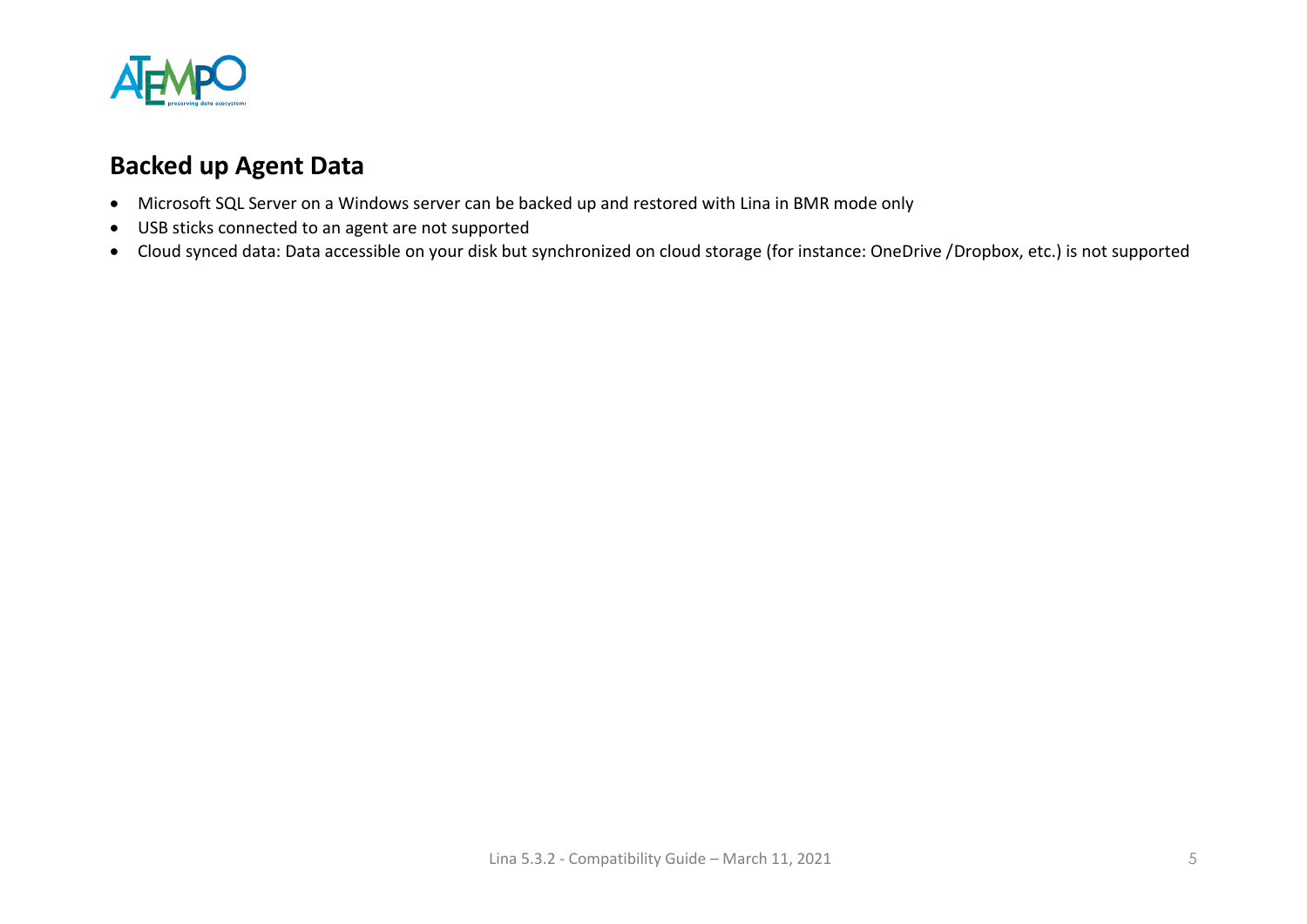## Backed up Agent Data

- Microsoft SQL Server on a Windows server can be backed up and restored with Lina in BMR mode only
- USB sticks connected to an agent are not supported
- Cloud synced data: Data accessible on your disk but synchronized on cloud storage (for instance: OneDrive /Dropbox, etc.) is not supported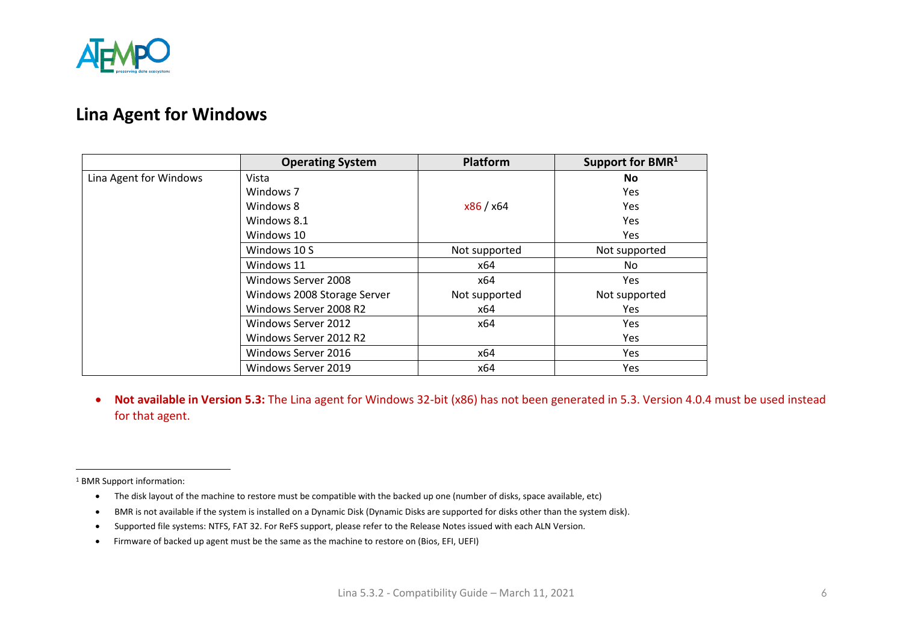## Lina Agent for Windows

| | Operating System | Platform | Support for BMR[1] |
|---|---|---|---|
| Lina Agent for Windows | Vista | x86 / x64 | **No** |
| | Windows 7 | | Yes |
| | Windows 8 | | Yes |
| | Windows 8.1 | | Yes |
| | Windows 10 | | Yes |
| | Windows 10 S | Not supported | Not supported |
| | Windows 11 | x64 | No |
| | Windows Server 2008 | x64 | Yes |
| | Windows 2008 Storage Server | Not supported | Not supported |
| | Windows Server 2008 R2 | x64 | Yes |
| | Windows Server 2012 | x64 | Yes |
| | Windows Server 2012 R2 | | Yes |
| | Windows Server 2016 | x64 | Yes |
| | Windows Server 2019 | x64 | Yes |

- **Not available in Version 5.3:** The Lina agent for Windows 32-bit (x86) has not been generated in 5.3. Version 4.0.4 must be used instead for that agent.

---

[1] BMR Support information:

- The disk layout of the machine to restore must be compatible with the backed up one (number of disks, space available, etc)
- BMR is not available if the system is installed on a Dynamic Disk (Dynamic Disks are supported for disks other than the system disk).
- Supported file systems: NTFS, FAT 32. For ReFS support, please refer to the Release Notes issued with each ALN Version.
- Firmware of backed up agent must be the same as the machine to restore on (Bios, EFI, UEFI)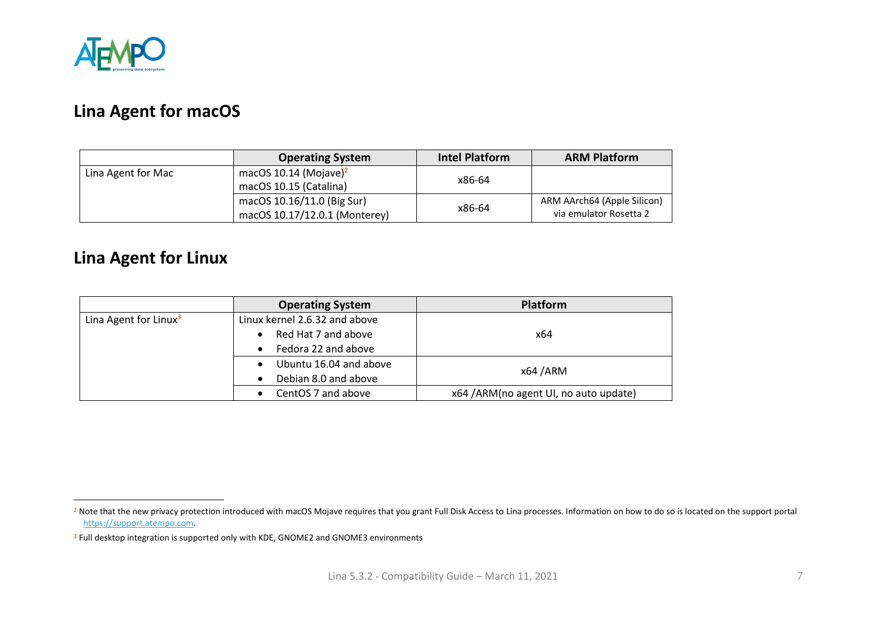## Lina Agent for macOS

| | Operating System | Intel Platform | ARM Platform |
|---|---|---|---|
| Lina Agent for Mac | macOS 10.14 (Mojave)[2]<br>macOS 10.15 (Catalina) | x86-64 | |
| | macOS 10.16/11.0 (Big Sur)<br>macOS 10.17/12.0.1 (Monterey) | x86-64 | ARM AArch64 (Apple Silicon) via emulator Rosetta 2 |

## Lina Agent for Linux

| | Operating System | Platform |
|---|---|---|
| Lina Agent for Linux[3] | Linux kernel 2.6.32 and above<br>• Red Hat 7 and above<br>• Fedora 22 and above | x64 |
| | • Ubuntu 16.04 and above<br>• Debian 8.0 and above | x64 /ARM |
| | • CentOS 7 and above | x64 /ARM(no agent UI, no auto update) |

[2] Note that the new privacy protection introduced with macOS Mojave requires that you grant Full Disk Access to Lina processes. Information on how to do so is located on the support portal https://support.atempo.com.

[3] Full desktop integration is supported only with KDE, GNOME2 and GNOME3 environments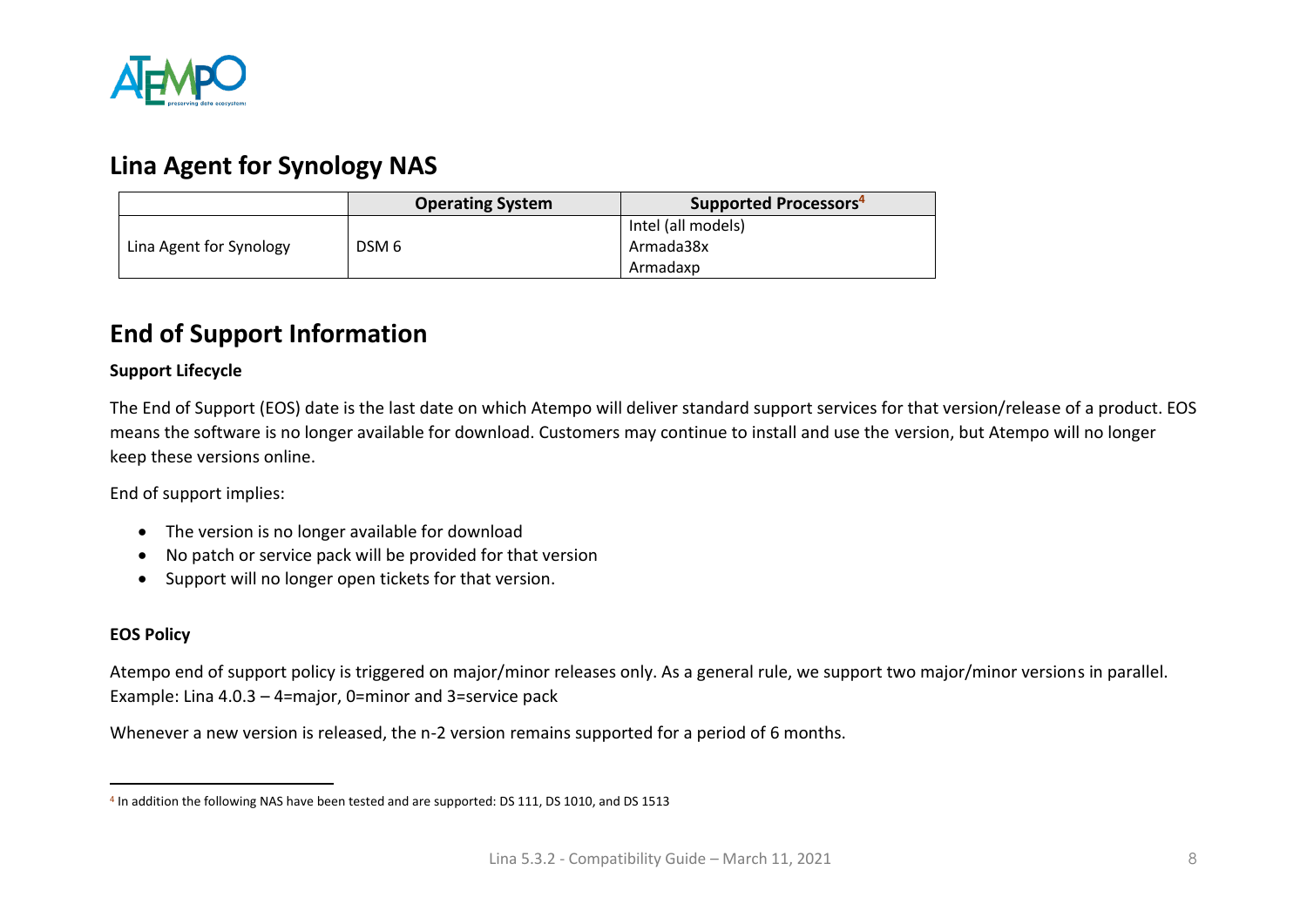## Lina Agent for Synology NAS

| | Operating System | Supported Processors[4] |
|---|---|---|
| Lina Agent for Synology | DSM 6 | Intel (all models)<br>Armada38x<br>Armadaxp |

## End of Support Information

**Support Lifecycle**

The End of Support (EOS) date is the last date on which Atempo will deliver standard support services for that version/release of a product. EOS means the software is no longer available for download. Customers may continue to install and use the version, but Atempo will no longer keep these versions online.

End of support implies:

- The version is no longer available for download
- No patch or service pack will be provided for that version
- Support will no longer open tickets for that version.

**EOS Policy**

Atempo end of support policy is triggered on major/minor releases only. As a general rule, we support two major/minor versions in parallel.
Example: Lina 4.0.3 – 4=major, 0=minor and 3=service pack

Whenever a new version is released, the n-2 version remains supported for a period of 6 months.

[4] In addition the following NAS have been tested and are supported: DS 111, DS 1010, and DS 1513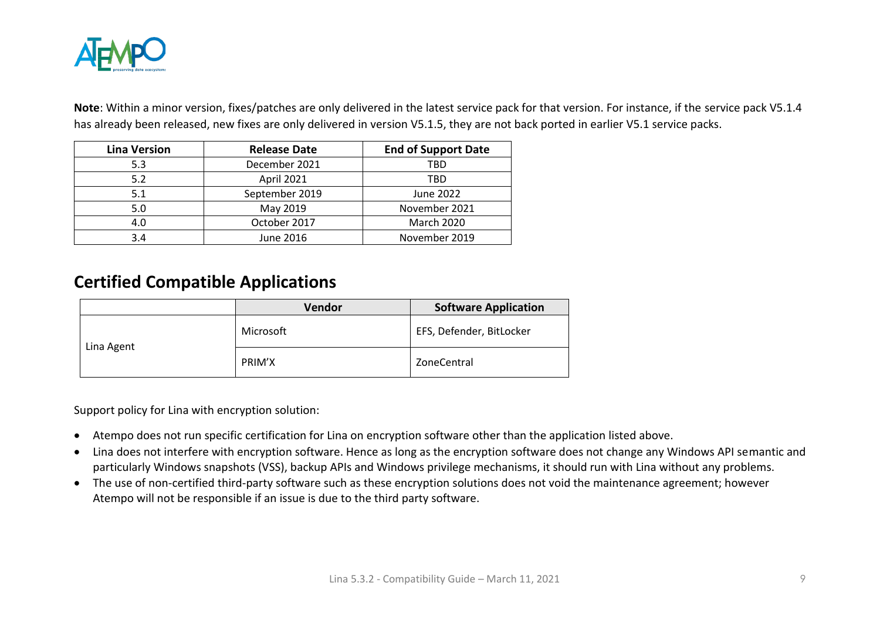**Note**: Within a minor version, fixes/patches are only delivered in the latest service pack for that version. For instance, if the service pack V5.1.4 has already been released, new fixes are only delivered in version V5.1.5, they are not back ported in earlier V5.1 service packs.

| Lina Version | Release Date | End of Support Date |
|---|---|---|
| 5.3 | December 2021 | TBD |
| 5.2 | April 2021 | TBD |
| 5.1 | September 2019 | June 2022 |
| 5.0 | May 2019 | November 2021 |
| 4.0 | October 2017 | March 2020 |
| 3.4 | June 2016 | November 2019 |

## Certified Compatible Applications

| | Vendor | Software Application |
|---|---|---|
| Lina Agent | Microsoft | EFS, Defender, BitLocker |
| | PRIM'X | ZoneCentral |

Support policy for Lina with encryption solution:

- Atempo does not run specific certification for Lina on encryption software other than the application listed above.
- Lina does not interfere with encryption software. Hence as long as the encryption software does not change any Windows API semantic and particularly Windows snapshots (VSS), backup APIs and Windows privilege mechanisms, it should run with Lina without any problems.
- The use of non-certified third-party software such as these encryption solutions does not void the maintenance agreement; however Atempo will not be responsible if an issue is due to the third party software.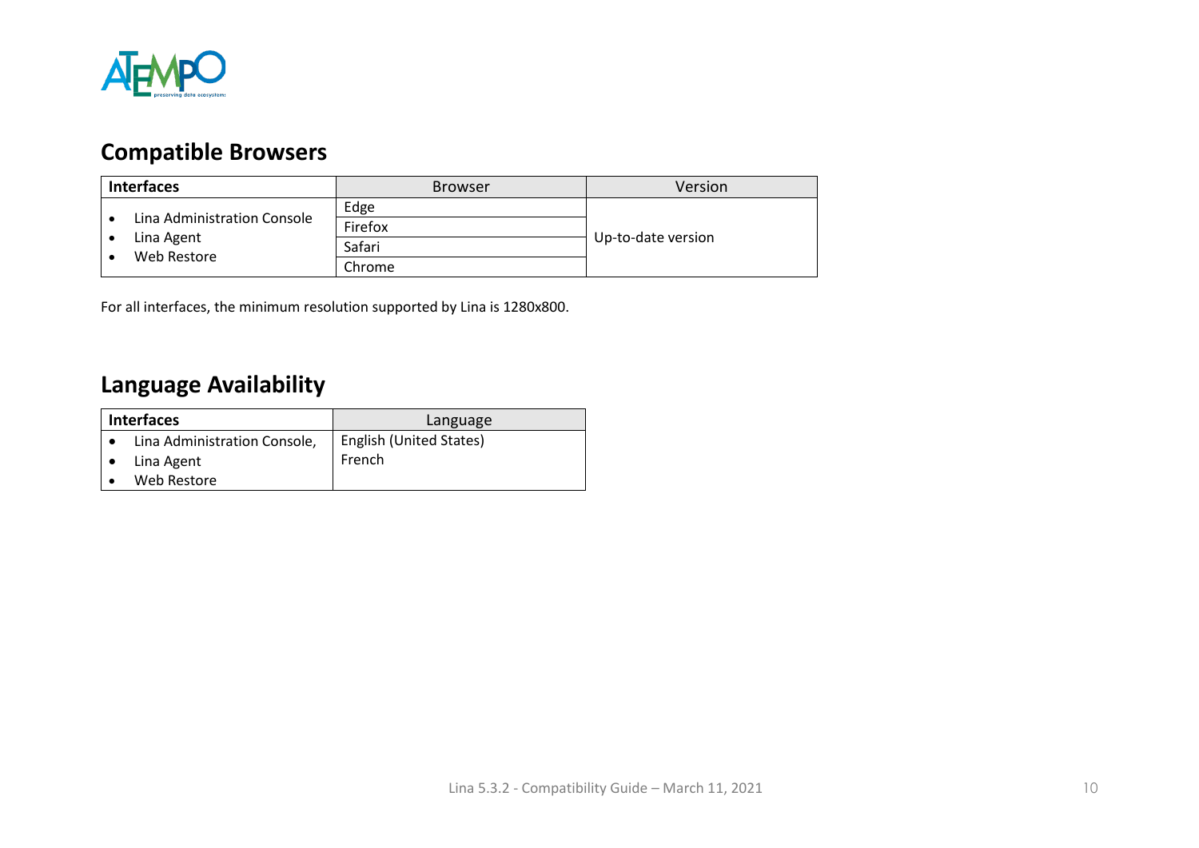## Compatible Browsers

| Interfaces | Browser | Version |
|---|---|---|
| • Lina Administration Console<br>• Lina Agent<br>• Web Restore | Edge | Up-to-date version |
| | Firefox | |
| | Safari | |
| | Chrome | |

For all interfaces, the minimum resolution supported by Lina is 1280x800.

## Language Availability

| Interfaces | Language |
|---|---|
| • Lina Administration Console,<br>• Lina Agent<br>• Web Restore | English (United States)<br>French |